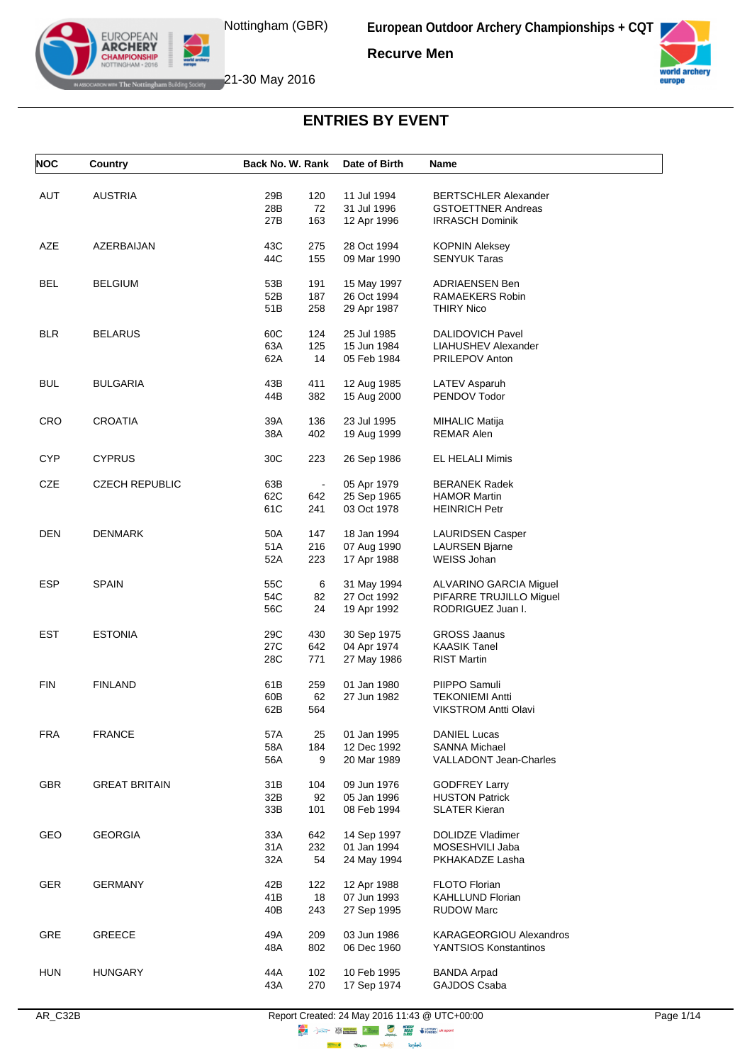Nottingham (GBR)

21-30 May 2016

**European Outdoor Archery Championships + CQT**

**Recurve Men**

# ENTRIES BY EVENT

| NOC | Country | Back No. | W. Rank | Date of Birth | Name |
|---|---|---|---|---|---|
| AUT | AUSTRIA | 29B | 120 | 11 Jul 1994 | BERTSCHLER Alexander |
| | | 28B | 72 | 31 Jul 1996 | GSTOETTNER Andreas |
| | | 27B | 163 | 12 Apr 1996 | IRRASCH Dominik |
| AZE | AZERBAIJAN | 43C | 275 | 28 Oct 1994 | KOPNIN Aleksey |
| | | 44C | 155 | 09 Mar 1990 | SENYUK Taras |
| BEL | BELGIUM | 53B | 191 | 15 May 1997 | ADRIAENSEN Ben |
| | | 52B | 187 | 26 Oct 1994 | RAMAEKERS Robin |
| | | 51B | 258 | 29 Apr 1987 | THIRY Nico |
| BLR | BELARUS | 60C | 124 | 25 Jul 1985 | DALIDOVICH Pavel |
| | | 63A | 125 | 15 Jun 1984 | LIAHUSHEV Alexander |
| | | 62A | 14 | 05 Feb 1984 | PRILEPOV Anton |
| BUL | BULGARIA | 43B | 411 | 12 Aug 1985 | LATEV Asparuh |
| | | 44B | 382 | 15 Aug 2000 | PENDOV Todor |
| CRO | CROATIA | 39A | 136 | 23 Jul 1995 | MIHALIC Matija |
| | | 38A | 402 | 19 Aug 1999 | REMAR Alen |
| CYP | CYPRUS | 30C | 223 | 26 Sep 1986 | EL HELALI Mimis |
| CZE | CZECH REPUBLIC | 63B | - | 05 Apr 1979 | BERANEK Radek |
| | | 62C | 642 | 25 Sep 1965 | HAMOR Martin |
| | | 61C | 241 | 03 Oct 1978 | HEINRICH Petr |
| DEN | DENMARK | 50A | 147 | 18 Jan 1994 | LAURIDSEN Casper |
| | | 51A | 216 | 07 Aug 1990 | LAURSEN Bjarne |
| | | 52A | 223 | 17 Apr 1988 | WEISS Johan |
| ESP | SPAIN | 55C | 6 | 31 May 1994 | ALVARINO GARCIA Miguel |
| | | 54C | 82 | 27 Oct 1992 | PIFARRE TRUJILLO Miguel |
| | | 56C | 24 | 19 Apr 1992 | RODRIGUEZ Juan I. |
| EST | ESTONIA | 29C | 430 | 30 Sep 1975 | GROSS Jaanus |
| | | 27C | 642 | 04 Apr 1974 | KAASIK Tanel |
| | | 28C | 771 | 27 May 1986 | RIST Martin |
| FIN | FINLAND | 61B | 259 | 01 Jan 1980 | PIIPPO Samuli |
| | | 60B | 62 | 27 Jun 1982 | TEKONIEMI Antti |
| | | 62B | 564 | | VIKSTROM Antti Olavi |
| FRA | FRANCE | 57A | 25 | 01 Jan 1995 | DANIEL Lucas |
| | | 58A | 184 | 12 Dec 1992 | SANNA Michael |
| | | 56A | 9 | 20 Mar 1989 | VALLADONT Jean-Charles |
| GBR | GREAT BRITAIN | 31B | 104 | 09 Jun 1976 | GODFREY Larry |
| | | 32B | 92 | 05 Jan 1996 | HUSTON Patrick |
| | | 33B | 101 | 08 Feb 1994 | SLATER Kieran |
| GEO | GEORGIA | 33A | 642 | 14 Sep 1997 | DOLIDZE Vladimer |
| | | 31A | 232 | 01 Jan 1994 | MOSESHVILI Jaba |
| | | 32A | 54 | 24 May 1994 | PKHAKADZE Lasha |
| GER | GERMANY | 42B | 122 | 12 Apr 1988 | FLOTO Florian |
| | | 41B | 18 | 07 Jun 1993 | KAHLLUND Florian |
| | | 40B | 243 | 27 Sep 1995 | RUDOW Marc |
| GRE | GREECE | 49A | 209 | 03 Jun 1986 | KARAGEORGIOU Alexandros |
| | | 48A | 802 | 06 Dec 1960 | YANTSIOS Konstantinos |
| HUN | HUNGARY | 44A | 102 | 10 Feb 1995 | BANDA Arpad |
| | | 43A | 270 | 17 Sep 1974 | GAJDOS Csaba |

AR_C32B Report Created: 24 May 2016 11:43 @ UTC+00:00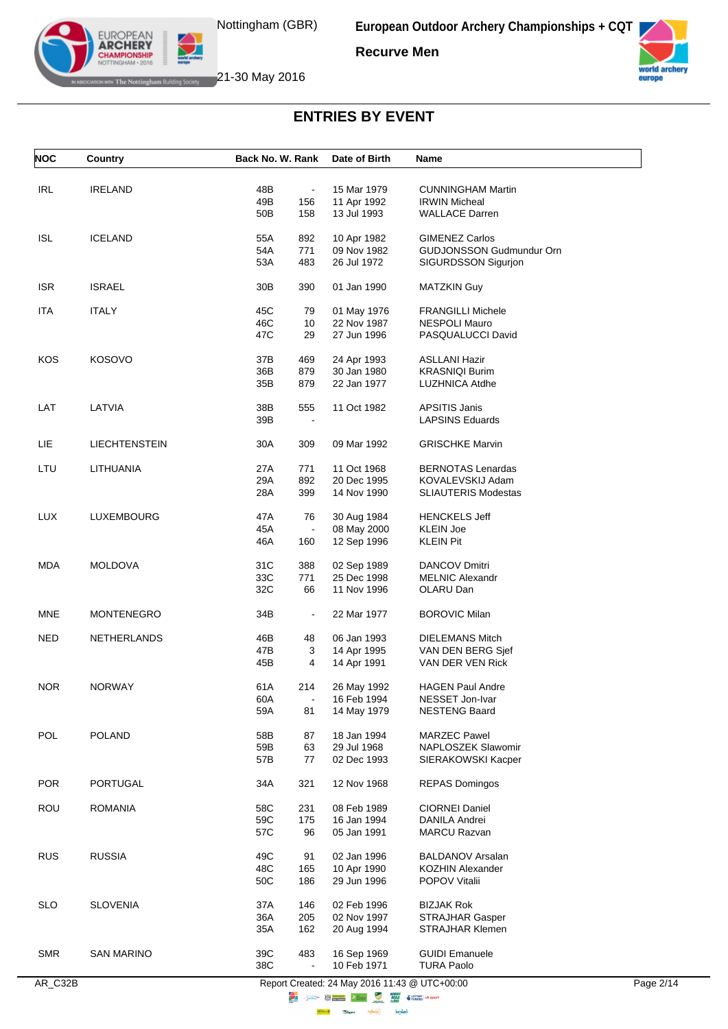# ENTRIES BY EVENT

| NOC | Country | Back No. | W. Rank | Date of Birth | Name |
|---|---|---|---|---|---|
| IRL | IRELAND | 48B | - | 15 Mar 1979 | CUNNINGHAM Martin |
| | | 49B | 156 | 11 Apr 1992 | IRWIN Micheal |
| | | 50B | 158 | 13 Jul 1993 | WALLACE Darren |
| ISL | ICELAND | 55A | 892 | 10 Apr 1982 | GIMENEZ Carlos |
| | | 54A | 771 | 09 Nov 1982 | GUDJONSSON Gudmundur Orn |
| | | 53A | 483 | 26 Jul 1972 | SIGURDSSON Sigurjon |
| ISR | ISRAEL | 30B | 390 | 01 Jan 1990 | MATZKIN Guy |
| ITA | ITALY | 45C | 79 | 01 May 1976 | FRANGILLI Michele |
| | | 46C | 10 | 22 Nov 1987 | NESPOLI Mauro |
| | | 47C | 29 | 27 Jun 1996 | PASQUALUCCI David |
| KOS | KOSOVO | 37B | 469 | 24 Apr 1993 | ASLLANI Hazir |
| | | 36B | 879 | 30 Jan 1980 | KRASNIQI Burim |
| | | 35B | 879 | 22 Jan 1977 | LUZHNICA Atdhe |
| LAT | LATVIA | 38B | 555 | 11 Oct 1982 | APSITIS Janis |
| | | 39B | - | | LAPSINS Eduards |
| LIE | LIECHTENSTEIN | 30A | 309 | 09 Mar 1992 | GRISCHKE Marvin |
| LTU | LITHUANIA | 27A | 771 | 11 Oct 1968 | BERNOTAS Lenardas |
| | | 29A | 892 | 20 Dec 1995 | KOVALEVSKIJ Adam |
| | | 28A | 399 | 14 Nov 1990 | SLIAUTERIS Modestas |
| LUX | LUXEMBOURG | 47A | 76 | 30 Aug 1984 | HENCKELS Jeff |
| | | 45A | - | 08 May 2000 | KLEIN Joe |
| | | 46A | 160 | 12 Sep 1996 | KLEIN Pit |
| MDA | MOLDOVA | 31C | 388 | 02 Sep 1989 | DANCOV Dmitri |
| | | 33C | 771 | 25 Dec 1998 | MELNIC Alexandr |
| | | 32C | 66 | 11 Nov 1996 | OLARU Dan |
| MNE | MONTENEGRO | 34B | - | 22 Mar 1977 | BOROVIC Milan |
| NED | NETHERLANDS | 46B | 48 | 06 Jan 1993 | DIELEMANS Mitch |
| | | 47B | 3 | 14 Apr 1995 | VAN DEN BERG Sjef |
| | | 45B | 4 | 14 Apr 1991 | VAN DER VEN Rick |
| NOR | NORWAY | 61A | 214 | 26 May 1992 | HAGEN Paul Andre |
| | | 60A | - | 16 Feb 1994 | NESSET Jon-Ivar |
| | | 59A | 81 | 14 May 1979 | NESTENG Baard |
| POL | POLAND | 58B | 87 | 18 Jan 1994 | MARZEC Pawel |
| | | 59B | 63 | 29 Jul 1968 | NAPLOSZEK Slawomir |
| | | 57B | 77 | 02 Dec 1993 | SIERAKOWSKI Kacper |
| POR | PORTUGAL | 34A | 321 | 12 Nov 1968 | REPAS Domingos |
| ROU | ROMANIA | 58C | 231 | 08 Feb 1989 | CIORNEI Daniel |
| | | 59C | 175 | 16 Jan 1994 | DANILA Andrei |
| | | 57C | 96 | 05 Jan 1991 | MARCU Razvan |
| RUS | RUSSIA | 49C | 91 | 02 Jan 1996 | BALDANOV Arsalan |
| | | 48C | 165 | 10 Apr 1990 | KOZHIN Alexander |
| | | 50C | 186 | 29 Jun 1996 | POPOV Vitalii |
| SLO | SLOVENIA | 37A | 146 | 02 Feb 1996 | BIZJAK Rok |
| | | 36A | 205 | 02 Nov 1997 | STRAJHAR Gasper |
| | | 35A | 162 | 20 Aug 1994 | STRAJHAR Klemen |
| SMR | SAN MARINO | 39C | 483 | 16 Sep 1969 | GUIDI Emanuele |
| | | 38C | - | 10 Feb 1971 | TURA Paolo |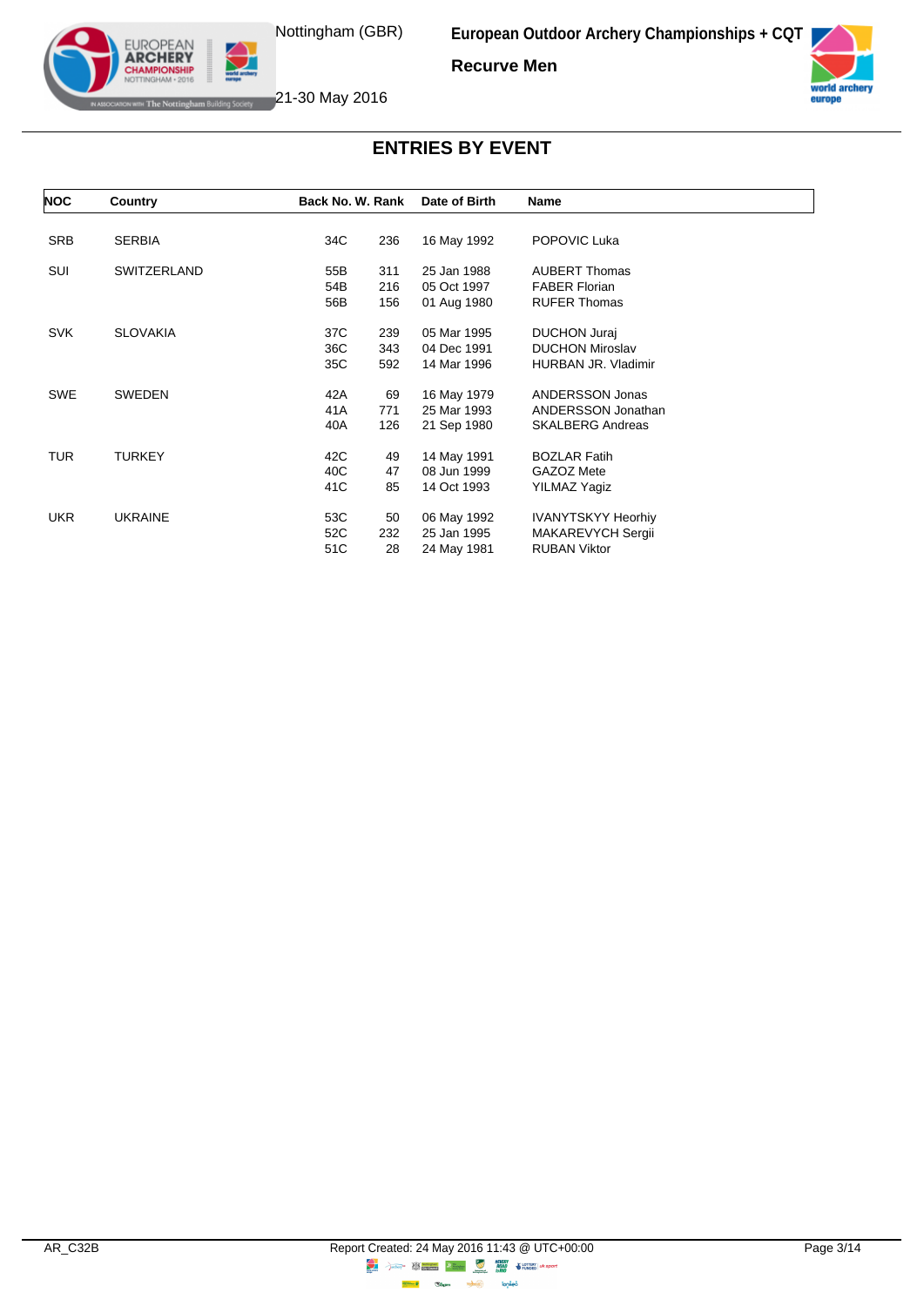## ENTRIES BY EVENT

| NOC | Country | Back No. | W. Rank | Date of Birth | Name |
|---|---|---|---|---|---|
| SRB | SERBIA | 34C | 236 | 16 May 1992 | POPOVIC Luka |
| SUI | SWITZERLAND | 55B | 311 | 25 Jan 1988 | AUBERT Thomas |
| | | 54B | 216 | 05 Oct 1997 | FABER Florian |
| | | 56B | 156 | 01 Aug 1980 | RUFER Thomas |
| SVK | SLOVAKIA | 37C | 239 | 05 Mar 1995 | DUCHON Juraj |
| | | 36C | 343 | 04 Dec 1991 | DUCHON Miroslav |
| | | 35C | 592 | 14 Mar 1996 | HURBAN JR. Vladimir |
| SWE | SWEDEN | 42A | 69 | 16 May 1979 | ANDERSSON Jonas |
| | | 41A | 771 | 25 Mar 1993 | ANDERSSON Jonathan |
| | | 40A | 126 | 21 Sep 1980 | SKALBERG Andreas |
| TUR | TURKEY | 42C | 49 | 14 May 1991 | BOZLAR Fatih |
| | | 40C | 47 | 08 Jun 1999 | GAZOZ Mete |
| | | 41C | 85 | 14 Oct 1993 | YILMAZ Yagiz |
| UKR | UKRAINE | 53C | 50 | 06 May 1992 | IVANYTSKYY Heorhiy |
| | | 52C | 232 | 25 Jan 1995 | MAKAREVYCH Sergii |
| | | 51C | 28 | 24 May 1981 | RUBAN Viktor |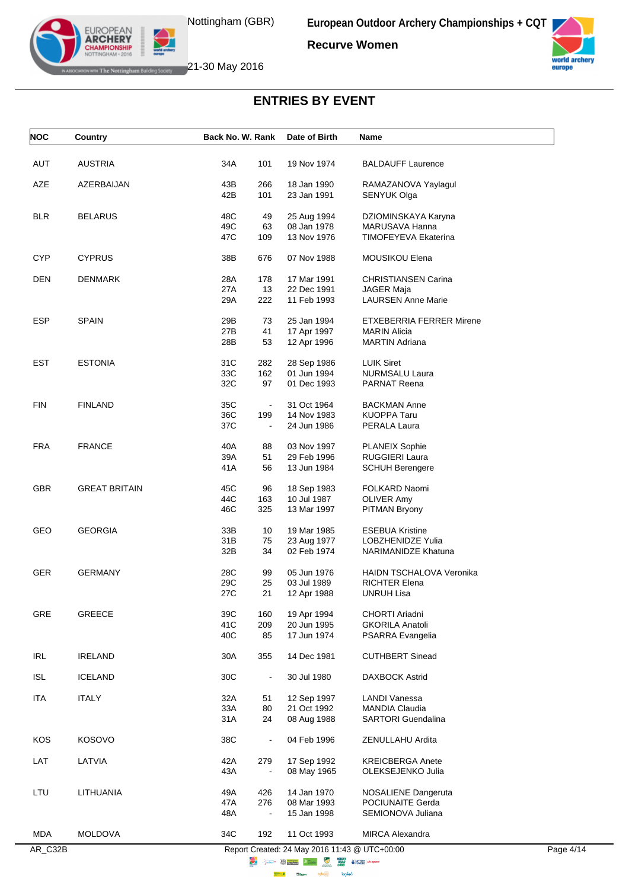# ENTRIES BY EVENT

| NOC | Country | Back No. | W. Rank | Date of Birth | Name |
|---|---|---|---|---|---|
| AUT | AUSTRIA | 34A | 101 | 19 Nov 1974 | BALDAUFF Laurence |
| AZE | AZERBAIJAN | 43B | 266 | 18 Jan 1990 | RAMAZANOVA Yaylagul |
| | | 42B | 101 | 23 Jan 1991 | SENYUK Olga |
| BLR | BELARUS | 48C | 49 | 25 Aug 1994 | DZIOMINSKAYA Karyna |
| | | 49C | 63 | 08 Jan 1978 | MARUSAVA Hanna |
| | | 47C | 109 | 13 Nov 1976 | TIMOFEYEVA Ekaterina |
| CYP | CYPRUS | 38B | 676 | 07 Nov 1988 | MOUSIKOU Elena |
| DEN | DENMARK | 28A | 178 | 17 Mar 1991 | CHRISTIANSEN Carina |
| | | 27A | 13 | 22 Dec 1991 | JAGER Maja |
| | | 29A | 222 | 11 Feb 1993 | LAURSEN Anne Marie |
| ESP | SPAIN | 29B | 73 | 25 Jan 1994 | ETXEBERRIA FERRER Mirene |
| | | 27B | 41 | 17 Apr 1997 | MARIN Alicia |
| | | 28B | 53 | 12 Apr 1996 | MARTIN Adriana |
| EST | ESTONIA | 31C | 282 | 28 Sep 1986 | LUIK Siret |
| | | 33C | 162 | 01 Jun 1994 | NURMSALU Laura |
| | | 32C | 97 | 01 Dec 1993 | PARNAT Reena |
| FIN | FINLAND | 35C | - | 31 Oct 1964 | BACKMAN Anne |
| | | 36C | 199 | 14 Nov 1983 | KUOPPA Taru |
| | | 37C | - | 24 Jun 1986 | PERALA Laura |
| FRA | FRANCE | 40A | 88 | 03 Nov 1997 | PLANEIX Sophie |
| | | 39A | 51 | 29 Feb 1996 | RUGGIERI Laura |
| | | 41A | 56 | 13 Jun 1984 | SCHUH Berengere |
| GBR | GREAT BRITAIN | 45C | 96 | 18 Sep 1983 | FOLKARD Naomi |
| | | 44C | 163 | 10 Jul 1987 | OLIVER Amy |
| | | 46C | 325 | 13 Mar 1997 | PITMAN Bryony |
| GEO | GEORGIA | 33B | 10 | 19 Mar 1985 | ESEBUA Kristine |
| | | 31B | 75 | 23 Aug 1977 | LOBZHENIDZE Yulia |
| | | 32B | 34 | 02 Feb 1974 | NARIMANIDZE Khatuna |
| GER | GERMANY | 28C | 99 | 05 Jun 1976 | HAIDN TSCHALOVA Veronika |
| | | 29C | 25 | 03 Jul 1989 | RICHTER Elena |
| | | 27C | 21 | 12 Apr 1988 | UNRUH Lisa |
| GRE | GREECE | 39C | 160 | 19 Apr 1994 | CHORTI Ariadni |
| | | 41C | 209 | 20 Jun 1995 | GKORILA Anatoli |
| | | 40C | 85 | 17 Jun 1974 | PSARRA Evangelia |
| IRL | IRELAND | 30A | 355 | 14 Dec 1981 | CUTHBERT Sinead |
| ISL | ICELAND | 30C | - | 30 Jul 1980 | DAXBOCK Astrid |
| ITA | ITALY | 32A | 51 | 12 Sep 1997 | LANDI Vanessa |
| | | 33A | 80 | 21 Oct 1992 | MANDIA Claudia |
| | | 31A | 24 | 08 Aug 1988 | SARTORI Guendalina |
| KOS | KOSOVO | 38C | - | 04 Feb 1996 | ZENULLAHU Ardita |
| LAT | LATVIA | 42A | 279 | 17 Sep 1992 | KREICBERGA Anete |
| | | 43A | - | 08 May 1965 | OLEKSEJENKO Julia |
| LTU | LITHUANIA | 49A | 426 | 14 Jan 1970 | NOSALIENE Dangeruta |
| | | 47A | 276 | 08 Mar 1993 | POCIUNAITE Gerda |
| | | 48A | - | 15 Jan 1998 | SEMIONOVA Juliana |
| MDA | MOLDOVA | 34C | 192 | 11 Oct 1993 | MIRCA Alexandra |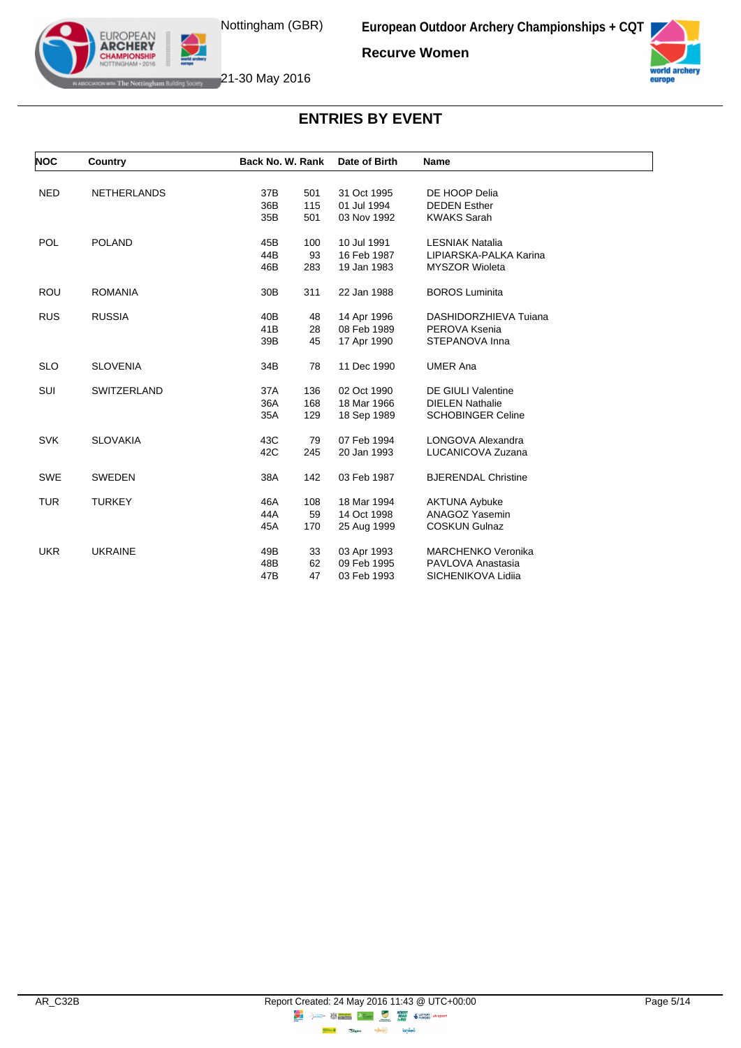# ENTRIES BY EVENT

European Outdoor Archery Championships + CQT

Recurve Women

Nottingham (GBR)

21-30 May 2016

| NOC | Country | Back No. | W. Rank | Date of Birth | Name |
|---|---|---|---|---|---|
| NED | NETHERLANDS | 37B | 501 | 31 Oct 1995 | DE HOOP Delia |
| | | 36B | 115 | 01 Jul 1994 | DEDEN Esther |
| | | 35B | 501 | 03 Nov 1992 | KWAKS Sarah |
| POL | POLAND | 45B | 100 | 10 Jul 1991 | LESNIAK Natalia |
| | | 44B | 93 | 16 Feb 1987 | LIPIARSKA-PALKA Karina |
| | | 46B | 283 | 19 Jan 1983 | MYSZOR Wioleta |
| ROU | ROMANIA | 30B | 311 | 22 Jan 1988 | BOROS Luminita |
| RUS | RUSSIA | 40B | 48 | 14 Apr 1996 | DASHIDORZHIEVA Tuiana |
| | | 41B | 28 | 08 Feb 1989 | PEROVA Ksenia |
| | | 39B | 45 | 17 Apr 1990 | STEPANOVA Inna |
| SLO | SLOVENIA | 34B | 78 | 11 Dec 1990 | UMER Ana |
| SUI | SWITZERLAND | 37A | 136 | 02 Oct 1990 | DE GIULI Valentine |
| | | 36A | 168 | 18 Mar 1966 | DIELEN Nathalie |
| | | 35A | 129 | 18 Sep 1989 | SCHOBINGER Celine |
| SVK | SLOVAKIA | 43C | 79 | 07 Feb 1994 | LONGOVA Alexandra |
| | | 42C | 245 | 20 Jan 1993 | LUCANICOVA Zuzana |
| SWE | SWEDEN | 38A | 142 | 03 Feb 1987 | BJERENDAL Christine |
| TUR | TURKEY | 46A | 108 | 18 Mar 1994 | AKTUNA Aybuke |
| | | 44A | 59 | 14 Oct 1998 | ANAGOZ Yasemin |
| | | 45A | 170 | 25 Aug 1999 | COSKUN Gulnaz |
| UKR | UKRAINE | 49B | 33 | 03 Apr 1993 | MARCHENKO Veronika |
| | | 48B | 62 | 09 Feb 1995 | PAVLOVA Anastasia |
| | | 47B | 47 | 03 Feb 1993 | SICHENIKOVA Lidiia |

AR_C32B

Report Created: 24 May 2016 11:43 @ UTC+00:00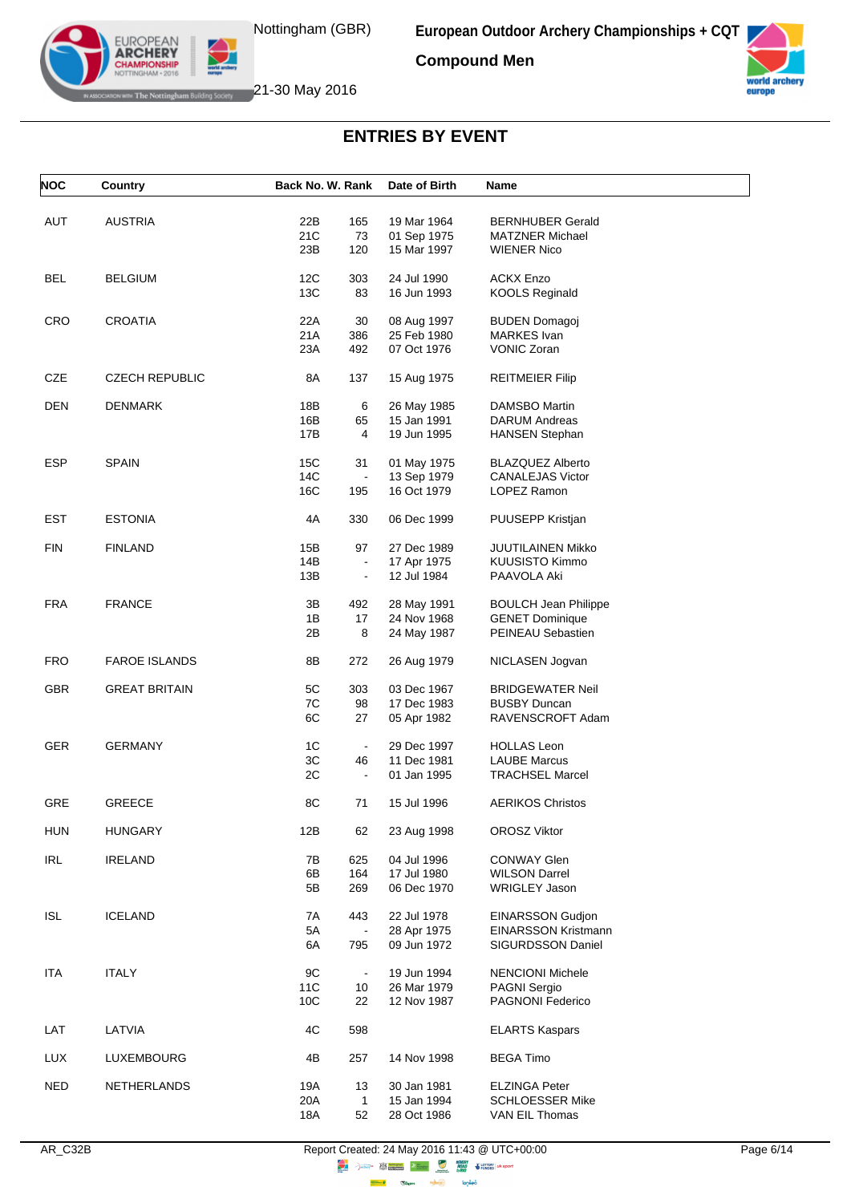# ENTRIES BY EVENT

**European Outdoor Archery Championships + CQT**

**Compound Men**

Nottingham (GBR), 21-30 May 2016

| NOC | Country | Back No. | W. Rank | Date of Birth | Name |
|---|---|---|---|---|---|
| AUT | AUSTRIA | 22B | 165 | 19 Mar 1964 | BERNHUBER Gerald |
| | | 21C | 73 | 01 Sep 1975 | MATZNER Michael |
| | | 23B | 120 | 15 Mar 1997 | WIENER Nico |
| BEL | BELGIUM | 12C | 303 | 24 Jul 1990 | ACKX Enzo |
| | | 13C | 83 | 16 Jun 1993 | KOOLS Reginald |
| CRO | CROATIA | 22A | 30 | 08 Aug 1997 | BUDEN Domagoj |
| | | 21A | 386 | 25 Feb 1980 | MARKES Ivan |
| | | 23A | 492 | 07 Oct 1976 | VONIC Zoran |
| CZE | CZECH REPUBLIC | 8A | 137 | 15 Aug 1975 | REITMEIER Filip |
| DEN | DENMARK | 18B | 6 | 26 May 1985 | DAMSBO Martin |
| | | 16B | 65 | 15 Jan 1991 | DARUM Andreas |
| | | 17B | 4 | 19 Jun 1995 | HANSEN Stephan |
| ESP | SPAIN | 15C | 31 | 01 May 1975 | BLAZQUEZ Alberto |
| | | 14C | - | 13 Sep 1979 | CANALEJAS Victor |
| | | 16C | 195 | 16 Oct 1979 | LOPEZ Ramon |
| EST | ESTONIA | 4A | 330 | 06 Dec 1999 | PUUSEPP Kristjan |
| FIN | FINLAND | 15B | 97 | 27 Dec 1989 | JUUTILAINEN Mikko |
| | | 14B | - | 17 Apr 1975 | KUUSISTO Kimmo |
| | | 13B | - | 12 Jul 1984 | PAAVOLA Aki |
| FRA | FRANCE | 3B | 492 | 28 May 1991 | BOULCH Jean Philippe |
| | | 1B | 17 | 24 Nov 1968 | GENET Dominique |
| | | 2B | 8 | 24 May 1987 | PEINEAU Sebastien |
| FRO | FAROE ISLANDS | 8B | 272 | 26 Aug 1979 | NICLASEN Jogvan |
| GBR | GREAT BRITAIN | 5C | 303 | 03 Dec 1967 | BRIDGEWATER Neil |
| | | 7C | 98 | 17 Dec 1983 | BUSBY Duncan |
| | | 6C | 27 | 05 Apr 1982 | RAVENSCROFT Adam |
| GER | GERMANY | 1C | - | 29 Dec 1997 | HOLLAS Leon |
| | | 3C | 46 | 11 Dec 1981 | LAUBE Marcus |
| | | 2C | - | 01 Jan 1995 | TRACHSEL Marcel |
| GRE | GREECE | 8C | 71 | 15 Jul 1996 | AERIKOS Christos |
| HUN | HUNGARY | 12B | 62 | 23 Aug 1998 | OROSZ Viktor |
| IRL | IRELAND | 7B | 625 | 04 Jul 1996 | CONWAY Glen |
| | | 6B | 164 | 17 Jul 1980 | WILSON Darrel |
| | | 5B | 269 | 06 Dec 1970 | WRIGLEY Jason |
| ISL | ICELAND | 7A | 443 | 22 Jul 1978 | EINARSSON Gudjon |
| | | 5A | - | 28 Apr 1975 | EINARSSON Kristmann |
| | | 6A | 795 | 09 Jun 1972 | SIGURDSSON Daniel |
| ITA | ITALY | 9C | - | 19 Jun 1994 | NENCIONI Michele |
| | | 11C | 10 | 26 Mar 1979 | PAGNI Sergio |
| | | 10C | 22 | 12 Nov 1987 | PAGNONI Federico |
| LAT | LATVIA | 4C | 598 | | ELARTS Kaspars |
| LUX | LUXEMBOURG | 4B | 257 | 14 Nov 1998 | BEGA Timo |
| NED | NETHERLANDS | 19A | 13 | 30 Jan 1981 | ELZINGA Peter |
| | | 20A | 1 | 15 Jan 1994 | SCHLOESSER Mike |
| | | 18A | 52 | 28 Oct 1986 | VAN EIL Thomas |

AR_C32B Report Created: 24 May 2016 11:43 @ UTC+00:00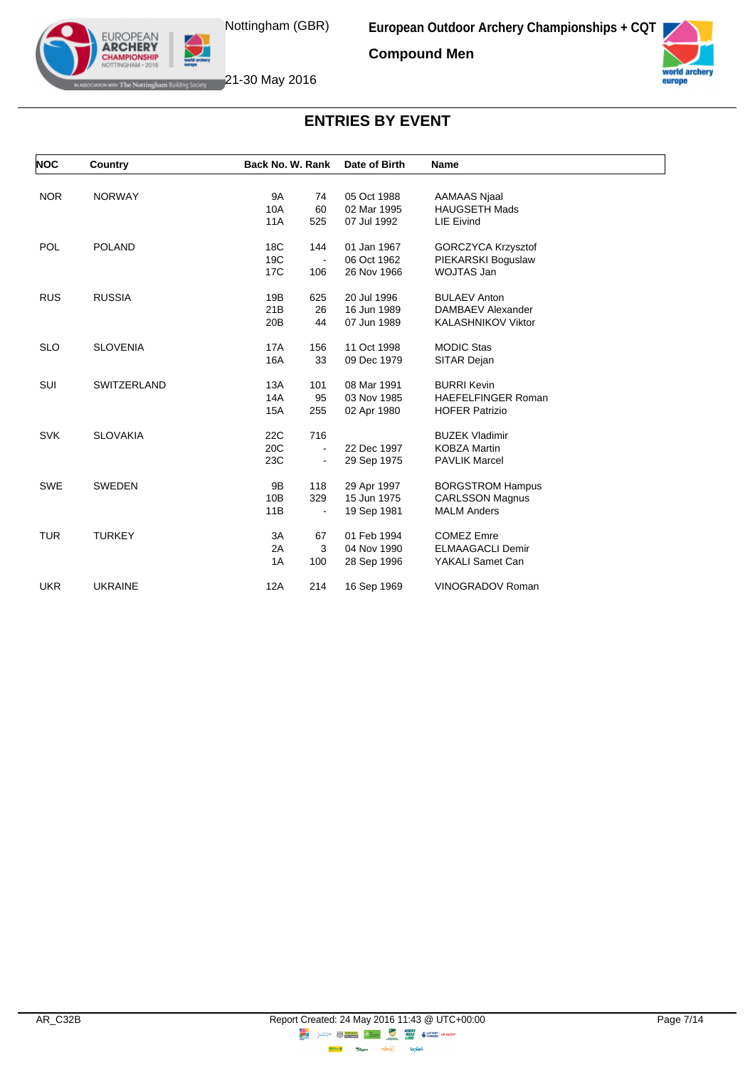# ENTRIES BY EVENT

| NOC | Country | Back No. | W. Rank | Date of Birth | Name |
|---|---|---|---|---|---|
| NOR | NORWAY | 9A | 74 | 05 Oct 1988 | AAMAAS Njaal |
| | | 10A | 60 | 02 Mar 1995 | HAUGSETH Mads |
| | | 11A | 525 | 07 Jul 1992 | LIE Eivind |
| POL | POLAND | 18C | 144 | 01 Jan 1967 | GORCZYCA Krzysztof |
| | | 19C | - | 06 Oct 1962 | PIEKARSKI Boguslaw |
| | | 17C | 106 | 26 Nov 1966 | WOJTAS Jan |
| RUS | RUSSIA | 19B | 625 | 20 Jul 1996 | BULAEV Anton |
| | | 21B | 26 | 16 Jun 1989 | DAMBAEV Alexander |
| | | 20B | 44 | 07 Jun 1989 | KALASHNIKOV Viktor |
| SLO | SLOVENIA | 17A | 156 | 11 Oct 1998 | MODIC Stas |
| | | 16A | 33 | 09 Dec 1979 | SITAR Dejan |
| SUI | SWITZERLAND | 13A | 101 | 08 Mar 1991 | BURRI Kevin |
| | | 14A | 95 | 03 Nov 1985 | HAEFELFINGER Roman |
| | | 15A | 255 | 02 Apr 1980 | HOFER Patrizio |
| SVK | SLOVAKIA | 22C | 716 | | BUZEK Vladimir |
| | | 20C | - | 22 Dec 1997 | KOBZA Martin |
| | | 23C | - | 29 Sep 1975 | PAVLIK Marcel |
| SWE | SWEDEN | 9B | 118 | 29 Apr 1997 | BORGSTROM Hampus |
| | | 10B | 329 | 15 Jun 1975 | CARLSSON Magnus |
| | | 11B | - | 19 Sep 1981 | MALM Anders |
| TUR | TURKEY | 3A | 67 | 01 Feb 1994 | COMEZ Emre |
| | | 2A | 3 | 04 Nov 1990 | ELMAAGACLI Demir |
| | | 1A | 100 | 28 Sep 1996 | YAKALI Samet Can |
| UKR | UKRAINE | 12A | 214 | 16 Sep 1969 | VINOGRADOV Roman |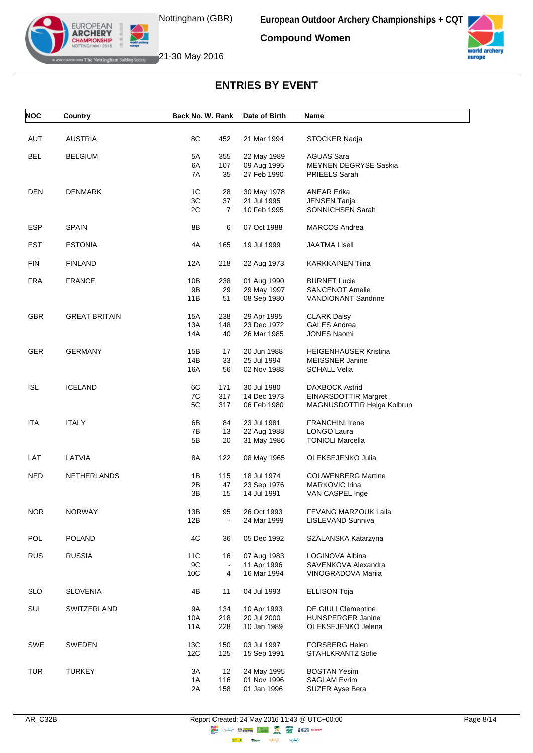## ENTRIES BY EVENT

| NOC | Country | Back No. | W. Rank | Date of Birth | Name |
|---|---|---|---|---|---|
| AUT | AUSTRIA | 8C | 452 | 21 Mar 1994 | STOCKER Nadja |
| BEL | BELGIUM | 5A | 355 | 22 May 1989 | AGUAS Sara |
| | | 6A | 107 | 09 Aug 1995 | MEYNEN DEGRYSE Saskia |
| | | 7A | 35 | 27 Feb 1990 | PRIEELS Sarah |
| DEN | DENMARK | 1C | 28 | 30 May 1978 | ANEAR Erika |
| | | 3C | 37 | 21 Jul 1995 | JENSEN Tanja |
| | | 2C | 7 | 10 Feb 1995 | SONNICHSEN Sarah |
| ESP | SPAIN | 8B | 6 | 07 Oct 1988 | MARCOS Andrea |
| EST | ESTONIA | 4A | 165 | 19 Jul 1999 | JAATMA Lisell |
| FIN | FINLAND | 12A | 218 | 22 Aug 1973 | KARKKAINEN Tiina |
| FRA | FRANCE | 10B | 238 | 01 Aug 1990 | BURNET Lucie |
| | | 9B | 29 | 29 May 1997 | SANCENOT Amelie |
| | | 11B | 51 | 08 Sep 1980 | VANDIONANT Sandrine |
| GBR | GREAT BRITAIN | 15A | 238 | 29 Apr 1995 | CLARK Daisy |
| | | 13A | 148 | 23 Dec 1972 | GALES Andrea |
| | | 14A | 40 | 26 Mar 1985 | JONES Naomi |
| GER | GERMANY | 15B | 17 | 20 Jun 1988 | HEIGENHAUSER Kristina |
| | | 14B | 33 | 25 Jul 1994 | MEISSNER Janine |
| | | 16A | 56 | 02 Nov 1988 | SCHALL Velia |
| ISL | ICELAND | 6C | 171 | 30 Jul 1980 | DAXBOCK Astrid |
| | | 7C | 317 | 14 Dec 1973 | EINARSDOTTIR Margret |
| | | 5C | 317 | 06 Feb 1980 | MAGNUSDOTTIR Helga Kolbrun |
| ITA | ITALY | 6B | 84 | 23 Jul 1981 | FRANCHINI Irene |
| | | 7B | 13 | 22 Aug 1988 | LONGO Laura |
| | | 5B | 20 | 31 May 1986 | TONIOLI Marcella |
| LAT | LATVIA | 8A | 122 | 08 May 1965 | OLEKSEJENKO Julia |
| NED | NETHERLANDS | 1B | 115 | 18 Jul 1974 | COUWENBERG Martine |
| | | 2B | 47 | 23 Sep 1976 | MARKOVIC Irina |
| | | 3B | 15 | 14 Jul 1991 | VAN CASPEL Inge |
| NOR | NORWAY | 13B | 95 | 26 Oct 1993 | FEVANG MARZOUK Laila |
| | | 12B | - | 24 Mar 1999 | LISLEVAND Sunniva |
| POL | POLAND | 4C | 36 | 05 Dec 1992 | SZALANSKA Katarzyna |
| RUS | RUSSIA | 11C | 16 | 07 Aug 1983 | LOGINOVA Albina |
| | | 9C | - | 11 Apr 1996 | SAVENKOVA Alexandra |
| | | 10C | 4 | 16 Mar 1994 | VINOGRADOVA Mariia |
| SLO | SLOVENIA | 4B | 11 | 04 Jul 1993 | ELLISON Toja |
| SUI | SWITZERLAND | 9A | 134 | 10 Apr 1993 | DE GIULI Clementine |
| | | 10A | 218 | 20 Jul 2000 | HUNSPERGER Janine |
| | | 11A | 228 | 10 Jan 1989 | OLEKSEJENKO Jelena |
| SWE | SWEDEN | 13C | 150 | 03 Jul 1997 | FORSBERG Helen |
| | | 12C | 125 | 15 Sep 1991 | STAHLKRANTZ Sofie |
| TUR | TURKEY | 3A | 12 | 24 May 1995 | BOSTAN Yesim |
| | | 1A | 116 | 01 Nov 1996 | SAGLAM Evrim |
| | | 2A | 158 | 01 Jan 1996 | SUZER Ayse Bera |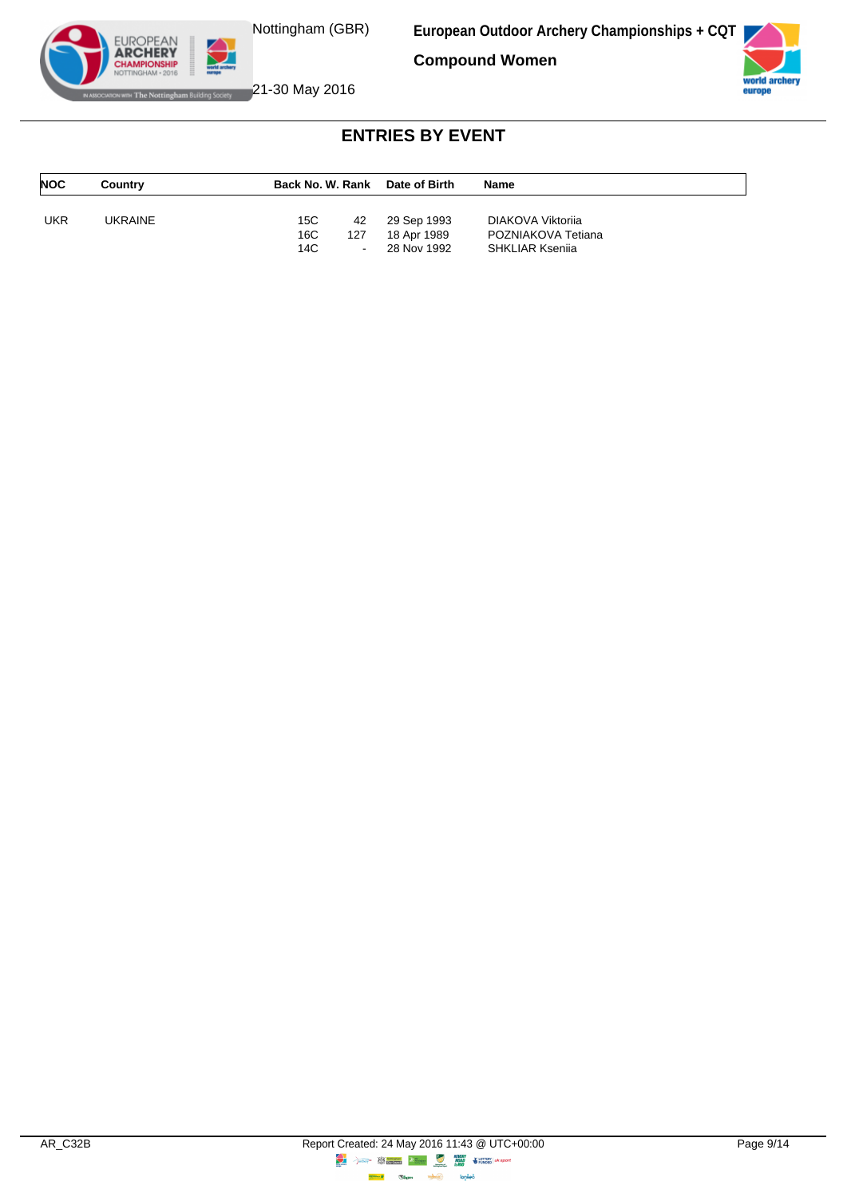## ENTRIES BY EVENT

| NOC | Country | Back No. | W. Rank | Date of Birth | Name |
|---|---|---|---|---|---|
| UKR | UKRAINE | 15C | 42 | 29 Sep 1993 | DIAKOVA Viktoriia |
| | | 16C | 127 | 18 Apr 1989 | POZNIAKOVA Tetiana |
| | | 14C | - | 28 Nov 1992 | SHKLIAR Kseniia |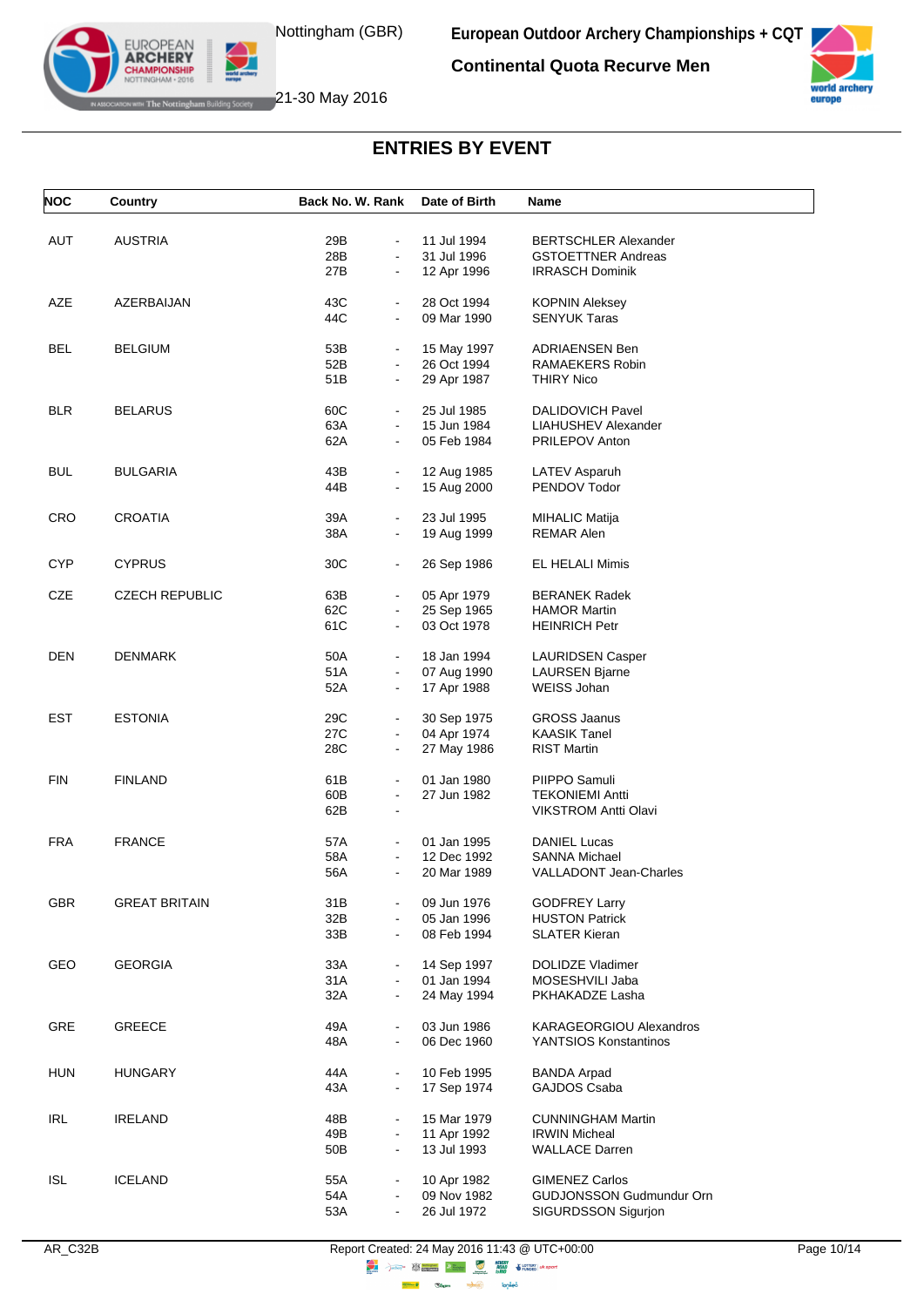## ENTRIES BY EVENT

| NOC | Country | Back No. | W. Rank | Date of Birth | Name |
|---|---|---|---|---|---|
| AUT | AUSTRIA | 29B | - | 11 Jul 1994 | BERTSCHLER Alexander |
| | | 28B | - | 31 Jul 1996 | GSTOETTNER Andreas |
| | | 27B | - | 12 Apr 1996 | IRRASCH Dominik |
| AZE | AZERBAIJAN | 43C | - | 28 Oct 1994 | KOPNIN Aleksey |
| | | 44C | - | 09 Mar 1990 | SENYUK Taras |
| BEL | BELGIUM | 53B | - | 15 May 1997 | ADRIAENSEN Ben |
| | | 52B | - | 26 Oct 1994 | RAMAEKERS Robin |
| | | 51B | - | 29 Apr 1987 | THIRY Nico |
| BLR | BELARUS | 60C | - | 25 Jul 1985 | DALIDOVICH Pavel |
| | | 63A | - | 15 Jun 1984 | LIAHUSHEV Alexander |
| | | 62A | - | 05 Feb 1984 | PRILEPOV Anton |
| BUL | BULGARIA | 43B | - | 12 Aug 1985 | LATEV Asparuh |
| | | 44B | - | 15 Aug 2000 | PENDOV Todor |
| CRO | CROATIA | 39A | - | 23 Jul 1995 | MIHALIC Matija |
| | | 38A | - | 19 Aug 1999 | REMAR Alen |
| CYP | CYPRUS | 30C | - | 26 Sep 1986 | EL HELALI Mimis |
| CZE | CZECH REPUBLIC | 63B | - | 05 Apr 1979 | BERANEK Radek |
| | | 62C | - | 25 Sep 1965 | HAMOR Martin |
| | | 61C | - | 03 Oct 1978 | HEINRICH Petr |
| DEN | DENMARK | 50A | - | 18 Jan 1994 | LAURIDSEN Casper |
| | | 51A | - | 07 Aug 1990 | LAURSEN Bjarne |
| | | 52A | - | 17 Apr 1988 | WEISS Johan |
| EST | ESTONIA | 29C | - | 30 Sep 1975 | GROSS Jaanus |
| | | 27C | - | 04 Apr 1974 | KAASIK Tanel |
| | | 28C | - | 27 May 1986 | RIST Martin |
| FIN | FINLAND | 61B | - | 01 Jan 1980 | PIIPPO Samuli |
| | | 60B | - | 27 Jun 1982 | TEKONIEMI Antti |
| | | 62B | - | | VIKSTROM Antti Olavi |
| FRA | FRANCE | 57A | - | 01 Jan 1995 | DANIEL Lucas |
| | | 58A | - | 12 Dec 1992 | SANNA Michael |
| | | 56A | - | 20 Mar 1989 | VALLADONT Jean-Charles |
| GBR | GREAT BRITAIN | 31B | - | 09 Jun 1976 | GODFREY Larry |
| | | 32B | - | 05 Jan 1996 | HUSTON Patrick |
| | | 33B | - | 08 Feb 1994 | SLATER Kieran |
| GEO | GEORGIA | 33A | - | 14 Sep 1997 | DOLIDZE Vladimer |
| | | 31A | - | 01 Jan 1994 | MOSESHVILI Jaba |
| | | 32A | - | 24 May 1994 | PKHAKADZE Lasha |
| GRE | GREECE | 49A | - | 03 Jun 1986 | KARAGEORGIOU Alexandros |
| | | 48A | - | 06 Dec 1960 | YANTSIOS Konstantinos |
| HUN | HUNGARY | 44A | - | 10 Feb 1995 | BANDA Arpad |
| | | 43A | - | 17 Sep 1974 | GAJDOS Csaba |
| IRL | IRELAND | 48B | - | 15 Mar 1979 | CUNNINGHAM Martin |
| | | 49B | - | 11 Apr 1992 | IRWIN Micheal |
| | | 50B | - | 13 Jul 1993 | WALLACE Darren |
| ISL | ICELAND | 55A | - | 10 Apr 1982 | GIMENEZ Carlos |
| | | 54A | - | 09 Nov 1982 | GUDJONSSON Gudmundur Orn |
| | | 53A | - | 26 Jul 1972 | SIGURDSSON Sigurjon |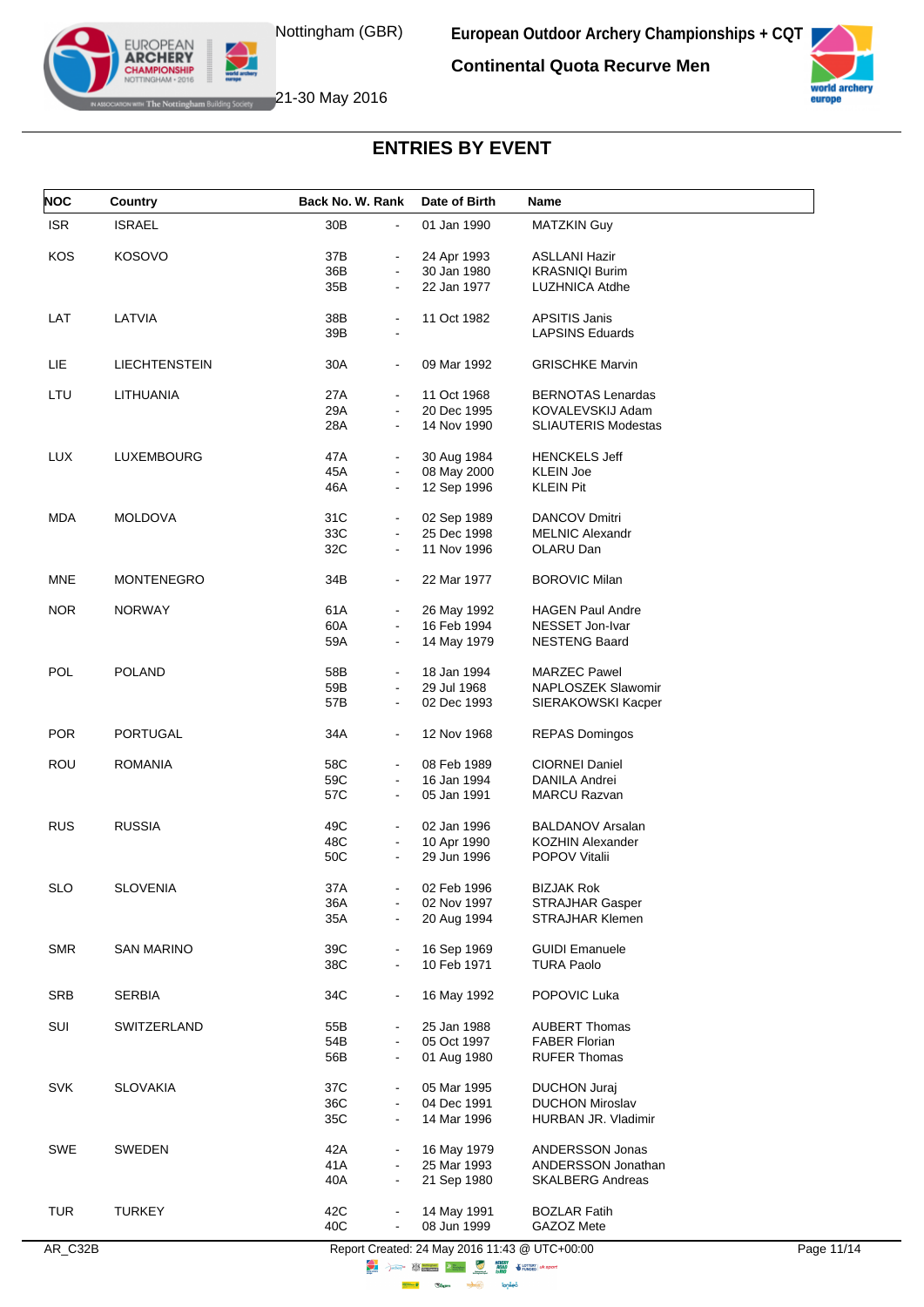## ENTRIES BY EVENT

| NOC | Country | Back No. | W. Rank | Date of Birth | Name |
|---|---|---|---|---|---|
| ISR | ISRAEL | 30B | - | 01 Jan 1990 | MATZKIN Guy |
| KOS | KOSOVO | 37B | - | 24 Apr 1993 | ASLLANI Hazir |
| | | 36B | - | 30 Jan 1980 | KRASNIQI Burim |
| | | 35B | - | 22 Jan 1977 | LUZHNICA Atdhe |
| LAT | LATVIA | 38B | - | 11 Oct 1982 | APSITIS Janis |
| | | 39B | - | | LAPSINS Eduards |
| LIE | LIECHTENSTEIN | 30A | - | 09 Mar 1992 | GRISCHKE Marvin |
| LTU | LITHUANIA | 27A | - | 11 Oct 1968 | BERNOTAS Lenardas |
| | | 29A | - | 20 Dec 1995 | KOVALEVSKIJ Adam |
| | | 28A | - | 14 Nov 1990 | SLIAUTERIS Modestas |
| LUX | LUXEMBOURG | 47A | - | 30 Aug 1984 | HENCKELS Jeff |
| | | 45A | - | 08 May 2000 | KLEIN Joe |
| | | 46A | - | 12 Sep 1996 | KLEIN Pit |
| MDA | MOLDOVA | 31C | - | 02 Sep 1989 | DANCOV Dmitri |
| | | 33C | - | 25 Dec 1998 | MELNIC Alexandr |
| | | 32C | - | 11 Nov 1996 | OLARU Dan |
| MNE | MONTENEGRO | 34B | - | 22 Mar 1977 | BOROVIC Milan |
| NOR | NORWAY | 61A | - | 26 May 1992 | HAGEN Paul Andre |
| | | 60A | - | 16 Feb 1994 | NESSET Jon-Ivar |
| | | 59A | - | 14 May 1979 | NESTENG Baard |
| POL | POLAND | 58B | - | 18 Jan 1994 | MARZEC Pawel |
| | | 59B | - | 29 Jul 1968 | NAPLOSZEK Slawomir |
| | | 57B | - | 02 Dec 1993 | SIERAKOWSKI Kacper |
| POR | PORTUGAL | 34A | - | 12 Nov 1968 | REPAS Domingos |
| ROU | ROMANIA | 58C | - | 08 Feb 1989 | CIORNEI Daniel |
| | | 59C | - | 16 Jan 1994 | DANILA Andrei |
| | | 57C | - | 05 Jan 1991 | MARCU Razvan |
| RUS | RUSSIA | 49C | - | 02 Jan 1996 | BALDANOV Arsalan |
| | | 48C | - | 10 Apr 1990 | KOZHIN Alexander |
| | | 50C | - | 29 Jun 1996 | POPOV Vitalii |
| SLO | SLOVENIA | 37A | - | 02 Feb 1996 | BIZJAK Rok |
| | | 36A | - | 02 Nov 1997 | STRAJHAR Gasper |
| | | 35A | - | 20 Aug 1994 | STRAJHAR Klemen |
| SMR | SAN MARINO | 39C | - | 16 Sep 1969 | GUIDI Emanuele |
| | | 38C | - | 10 Feb 1971 | TURA Paolo |
| SRB | SERBIA | 34C | - | 16 May 1992 | POPOVIC Luka |
| SUI | SWITZERLAND | 55B | - | 25 Jan 1988 | AUBERT Thomas |
| | | 54B | - | 05 Oct 1997 | FABER Florian |
| | | 56B | - | 01 Aug 1980 | RUFER Thomas |
| SVK | SLOVAKIA | 37C | - | 05 Mar 1995 | DUCHON Juraj |
| | | 36C | - | 04 Dec 1991 | DUCHON Miroslav |
| | | 35C | - | 14 Mar 1996 | HURBAN JR. Vladimir |
| SWE | SWEDEN | 42A | - | 16 May 1979 | ANDERSSON Jonas |
| | | 41A | - | 25 Mar 1993 | ANDERSSON Jonathan |
| | | 40A | - | 21 Sep 1980 | SKALBERG Andreas |
| TUR | TURKEY | 42C | - | 14 May 1991 | BOZLAR Fatih |
| | | 40C | - | 08 Jun 1999 | GAZOZ Mete |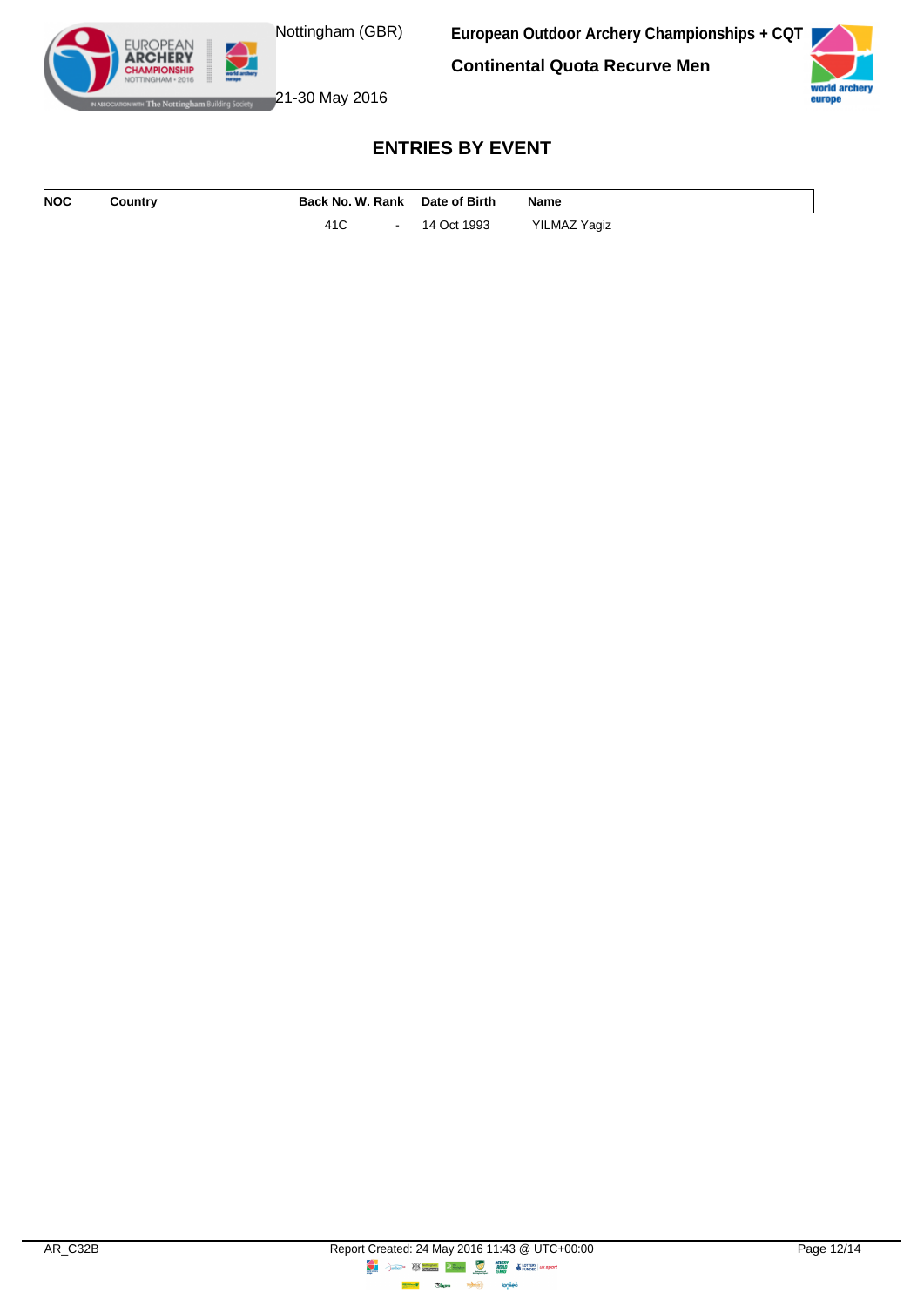# ENTRIES BY EVENT

| NOC | Country | Back No. | W. Rank | Date of Birth | Name |
|---|---|---|---|---|---|
| | | 41C | - | 14 Oct 1993 | YILMAZ Yagiz |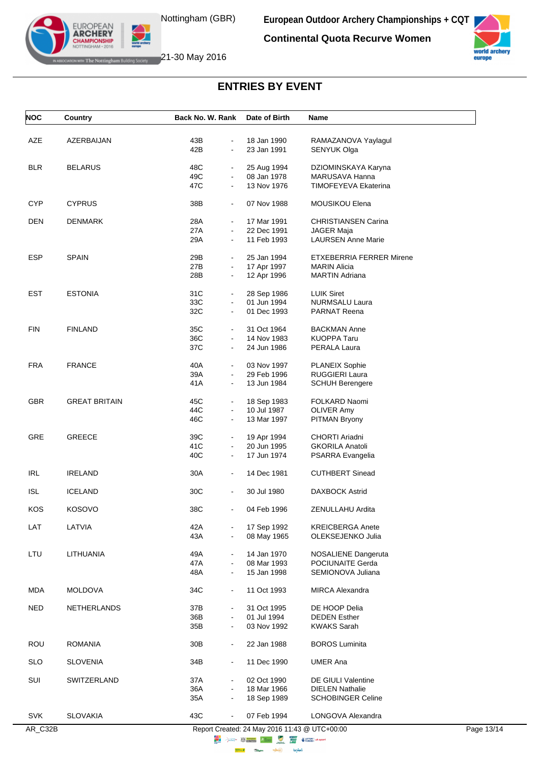# ENTRIES BY EVENT

Nottingham (GBR) — 21-30 May 2016

**European Outdoor Archery Championships + CQT**

**Continental Quota Recurve Women**

| NOC | Country | Back No. | W. Rank | Date of Birth | Name |
|---|---|---|---|---|---|
| AZE | AZERBAIJAN | 43B | - | 18 Jan 1990 | RAMAZANOVA Yaylagul |
| | | 42B | - | 23 Jan 1991 | SENYUK Olga |
| BLR | BELARUS | 48C | - | 25 Aug 1994 | DZIOMINSKAYA Karyna |
| | | 49C | - | 08 Jan 1978 | MARUSAVA Hanna |
| | | 47C | - | 13 Nov 1976 | TIMOFEYEVA Ekaterina |
| CYP | CYPRUS | 38B | - | 07 Nov 1988 | MOUSIKOU Elena |
| DEN | DENMARK | 28A | - | 17 Mar 1991 | CHRISTIANSEN Carina |
| | | 27A | - | 22 Dec 1991 | JAGER Maja |
| | | 29A | - | 11 Feb 1993 | LAURSEN Anne Marie |
| ESP | SPAIN | 29B | - | 25 Jan 1994 | ETXEBERRIA FERRER Mirene |
| | | 27B | - | 17 Apr 1997 | MARIN Alicia |
| | | 28B | - | 12 Apr 1996 | MARTIN Adriana |
| EST | ESTONIA | 31C | - | 28 Sep 1986 | LUIK Siret |
| | | 33C | - | 01 Jun 1994 | NURMSALU Laura |
| | | 32C | - | 01 Dec 1993 | PARNAT Reena |
| FIN | FINLAND | 35C | - | 31 Oct 1964 | BACKMAN Anne |
| | | 36C | - | 14 Nov 1983 | KUOPPA Taru |
| | | 37C | - | 24 Jun 1986 | PERALA Laura |
| FRA | FRANCE | 40A | - | 03 Nov 1997 | PLANEIX Sophie |
| | | 39A | - | 29 Feb 1996 | RUGGIERI Laura |
| | | 41A | - | 13 Jun 1984 | SCHUH Berengere |
| GBR | GREAT BRITAIN | 45C | - | 18 Sep 1983 | FOLKARD Naomi |
| | | 44C | - | 10 Jul 1987 | OLIVER Amy |
| | | 46C | - | 13 Mar 1997 | PITMAN Bryony |
| GRE | GREECE | 39C | - | 19 Apr 1994 | CHORTI Ariadni |
| | | 41C | - | 20 Jun 1995 | GKORILA Anatoli |
| | | 40C | - | 17 Jun 1974 | PSARRA Evangelia |
| IRL | IRELAND | 30A | - | 14 Dec 1981 | CUTHBERT Sinead |
| ISL | ICELAND | 30C | - | 30 Jul 1980 | DAXBOCK Astrid |
| KOS | KOSOVO | 38C | - | 04 Feb 1996 | ZENULLAHU Ardita |
| LAT | LATVIA | 42A | - | 17 Sep 1992 | KREICBERGA Anete |
| | | 43A | - | 08 May 1965 | OLEKSEJENKO Julia |
| LTU | LITHUANIA | 49A | - | 14 Jan 1970 | NOSALIENE Dangeruta |
| | | 47A | - | 08 Mar 1993 | POCIUNAITE Gerda |
| | | 48A | - | 15 Jan 1998 | SEMIONOVA Juliana |
| MDA | MOLDOVA | 34C | - | 11 Oct 1993 | MIRCA Alexandra |
| NED | NETHERLANDS | 37B | - | 31 Oct 1995 | DE HOOP Delia |
| | | 36B | - | 01 Jul 1994 | DEDEN Esther |
| | | 35B | - | 03 Nov 1992 | KWAKS Sarah |
| ROU | ROMANIA | 30B | - | 22 Jan 1988 | BOROS Luminita |
| SLO | SLOVENIA | 34B | - | 11 Dec 1990 | UMER Ana |
| SUI | SWITZERLAND | 37A | - | 02 Oct 1990 | DE GIULI Valentine |
| | | 36A | - | 18 Mar 1966 | DIELEN Nathalie |
| | | 35A | - | 18 Sep 1989 | SCHOBINGER Celine |
| SVK | SLOVAKIA | 43C | - | 07 Feb 1994 | LONGOVA Alexandra |

AR_C32B — Report Created: 24 May 2016 11:43 @ UTC+00:00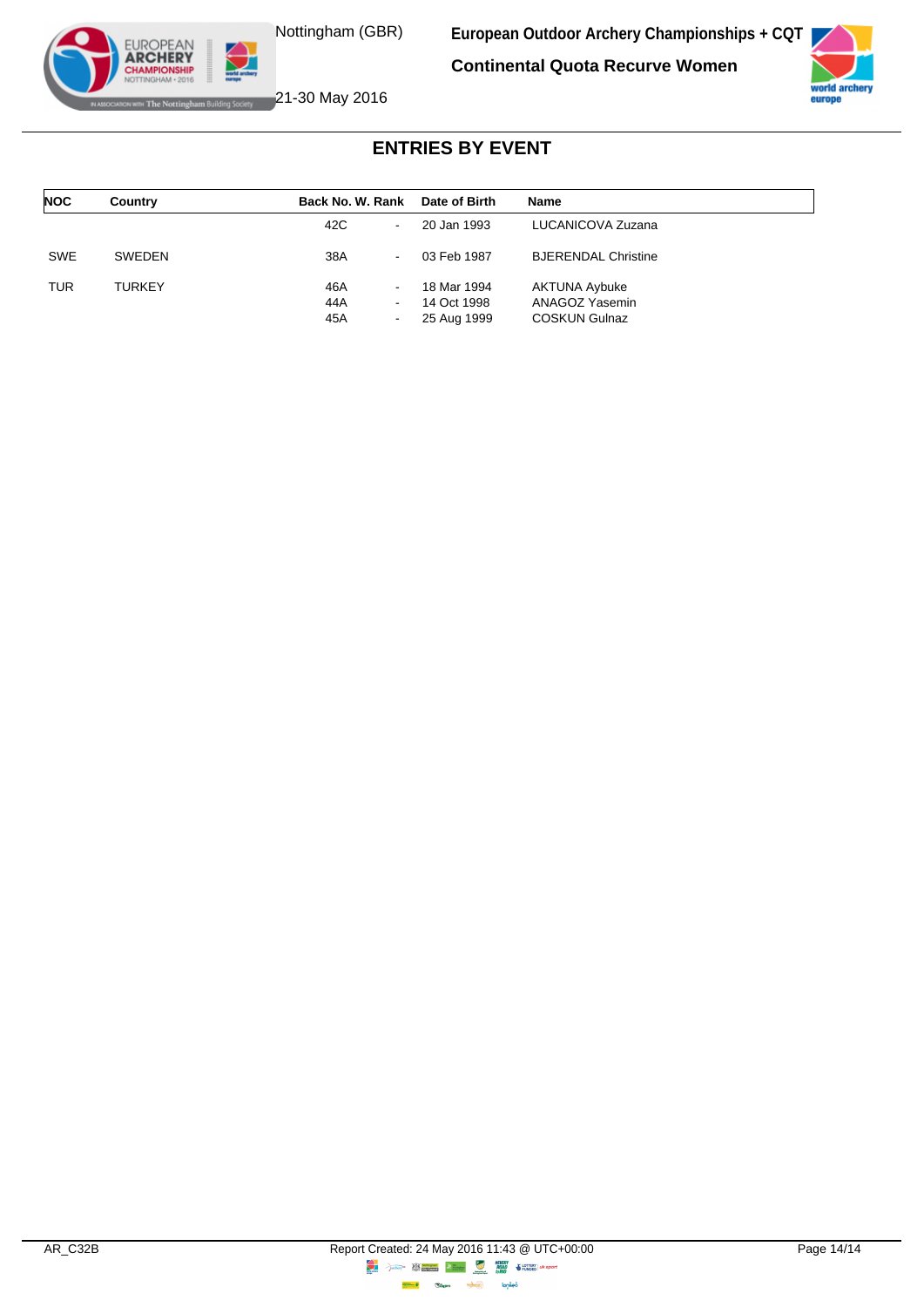# ENTRIES BY EVENT

| NOC | Country | Back No. | W. Rank | Date of Birth | Name |
|---|---|---|---|---|---|
| | | 42C | - | 20 Jan 1993 | LUCANICOVA Zuzana |
| SWE | SWEDEN | 38A | - | 03 Feb 1987 | BJERENDAL Christine |
| TUR | TURKEY | 46A | - | 18 Mar 1994 | AKTUNA Aybuke |
| | | 44A | - | 14 Oct 1998 | ANAGOZ Yasemin |
| | | 45A | - | 25 Aug 1999 | COSKUN Gulnaz |

AR_C32B

Report Created: 24 May 2016 11:43 @ UTC+00:00